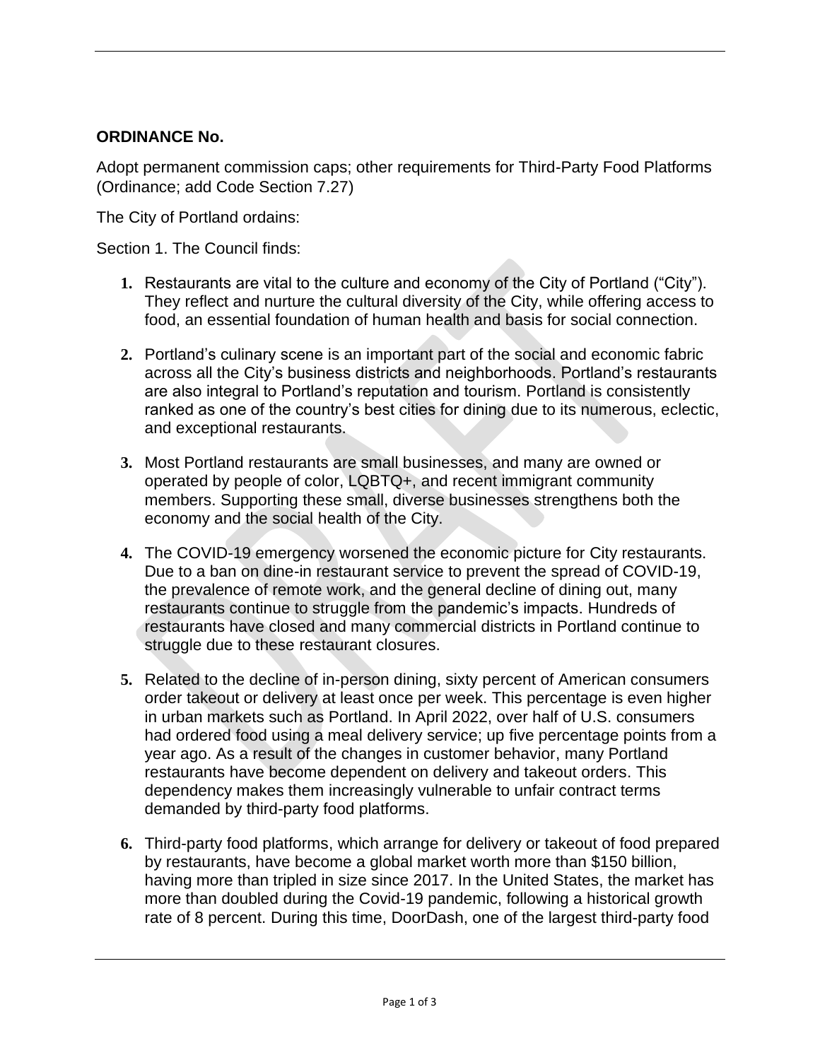**ORDINANCE No.**

Adopt permanent commission caps; other requirements for Third-Party Food Platforms (Ordinance; add Code Section 7.27)

The City of Portland ordains:

Section 1. The Council finds:

1. Restaurants are vital to the culture and economy of the City of Portland ("City"). They reflect and nurture the cultural diversity of the City, while offering access to food, an essential foundation of human health and basis for social connection.

2. Portland's culinary scene is an important part of the social and economic fabric across all the City's business districts and neighborhoods. Portland's restaurants are also integral to Portland's reputation and tourism. Portland is consistently ranked as one of the country's best cities for dining due to its numerous, eclectic, and exceptional restaurants.

3. Most Portland restaurants are small businesses, and many are owned or operated by people of color, LQBTQ+, and recent immigrant community members. Supporting these small, diverse businesses strengthens both the economy and the social health of the City.

4. The COVID-19 emergency worsened the economic picture for City restaurants. Due to a ban on dine-in restaurant service to prevent the spread of COVID-19, the prevalence of remote work, and the general decline of dining out, many restaurants continue to struggle from the pandemic's impacts. Hundreds of restaurants have closed and many commercial districts in Portland continue to struggle due to these restaurant closures.

5. Related to the decline of in-person dining, sixty percent of American consumers order takeout or delivery at least once per week. This percentage is even higher in urban markets such as Portland. In April 2022, over half of U.S. consumers had ordered food using a meal delivery service; up five percentage points from a year ago. As a result of the changes in customer behavior, many Portland restaurants have become dependent on delivery and takeout orders. This dependency makes them increasingly vulnerable to unfair contract terms demanded by third-party food platforms.

6. Third-party food platforms, which arrange for delivery or takeout of food prepared by restaurants, have become a global market worth more than $150 billion, having more than tripled in size since 2017. In the United States, the market has more than doubled during the Covid-19 pandemic, following a historical growth rate of 8 percent. During this time, DoorDash, one of the largest third-party food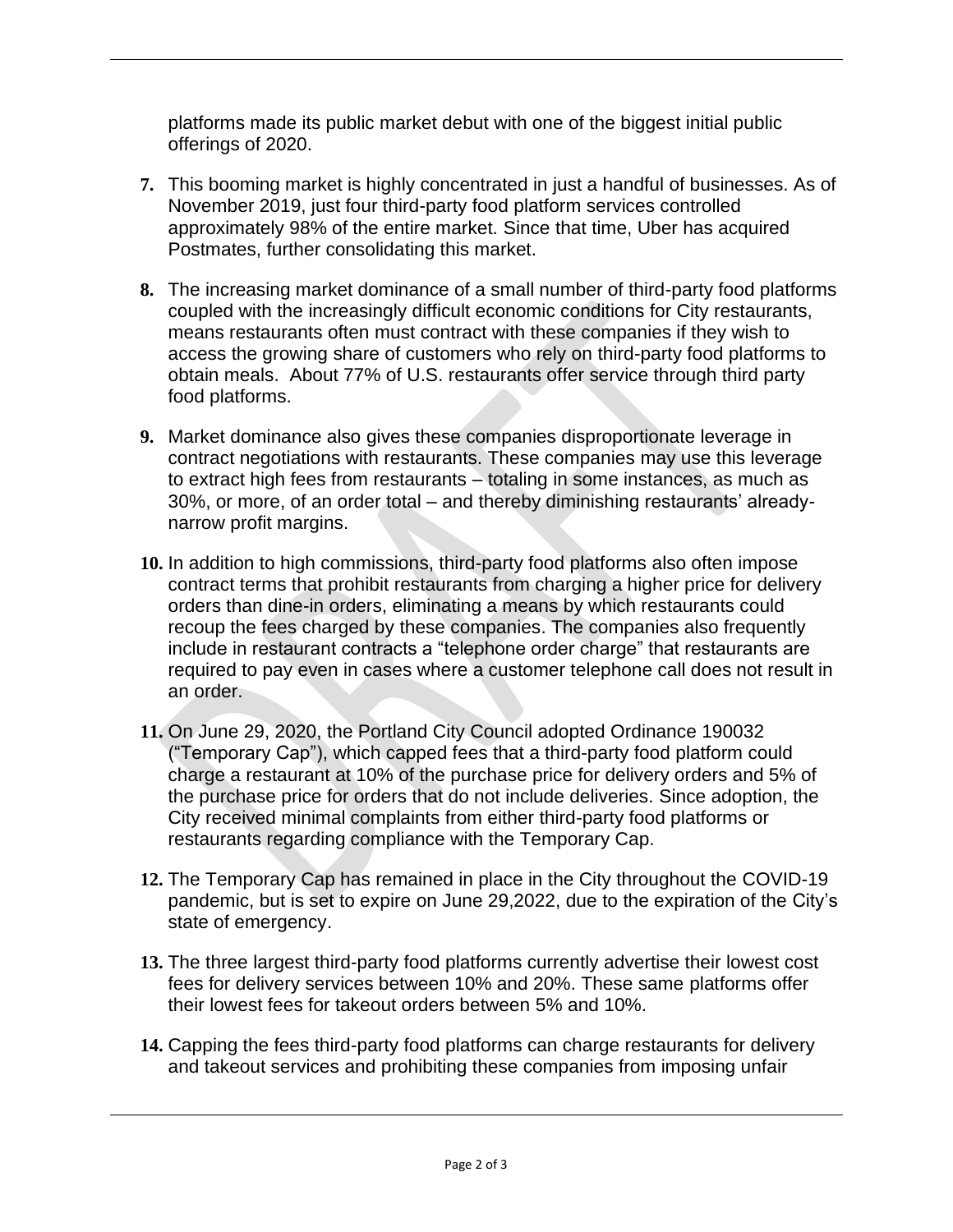platforms made its public market debut with one of the biggest initial public offerings of 2020.

**7.** This booming market is highly concentrated in just a handful of businesses. As of November 2019, just four third-party food platform services controlled approximately 98% of the entire market. Since that time, Uber has acquired Postmates, further consolidating this market.

**8.** The increasing market dominance of a small number of third-party food platforms coupled with the increasingly difficult economic conditions for City restaurants, means restaurants often must contract with these companies if they wish to access the growing share of customers who rely on third-party food platforms to obtain meals. About 77% of U.S. restaurants offer service through third party food platforms.

**9.** Market dominance also gives these companies disproportionate leverage in contract negotiations with restaurants. These companies may use this leverage to extract high fees from restaurants – totaling in some instances, as much as 30%, or more, of an order total – and thereby diminishing restaurants' already-narrow profit margins.

**10.** In addition to high commissions, third-party food platforms also often impose contract terms that prohibit restaurants from charging a higher price for delivery orders than dine-in orders, eliminating a means by which restaurants could recoup the fees charged by these companies. The companies also frequently include in restaurant contracts a "telephone order charge" that restaurants are required to pay even in cases where a customer telephone call does not result in an order.

**11.** On June 29, 2020, the Portland City Council adopted Ordinance 190032 ("Temporary Cap"), which capped fees that a third-party food platform could charge a restaurant at 10% of the purchase price for delivery orders and 5% of the purchase price for orders that do not include deliveries. Since adoption, the City received minimal complaints from either third-party food platforms or restaurants regarding compliance with the Temporary Cap.

**12.** The Temporary Cap has remained in place in the City throughout the COVID-19 pandemic, but is set to expire on June 29,2022, due to the expiration of the City's state of emergency.

**13.** The three largest third-party food platforms currently advertise their lowest cost fees for delivery services between 10% and 20%. These same platforms offer their lowest fees for takeout orders between 5% and 10%.

**14.** Capping the fees third-party food platforms can charge restaurants for delivery and takeout services and prohibiting these companies from imposing unfair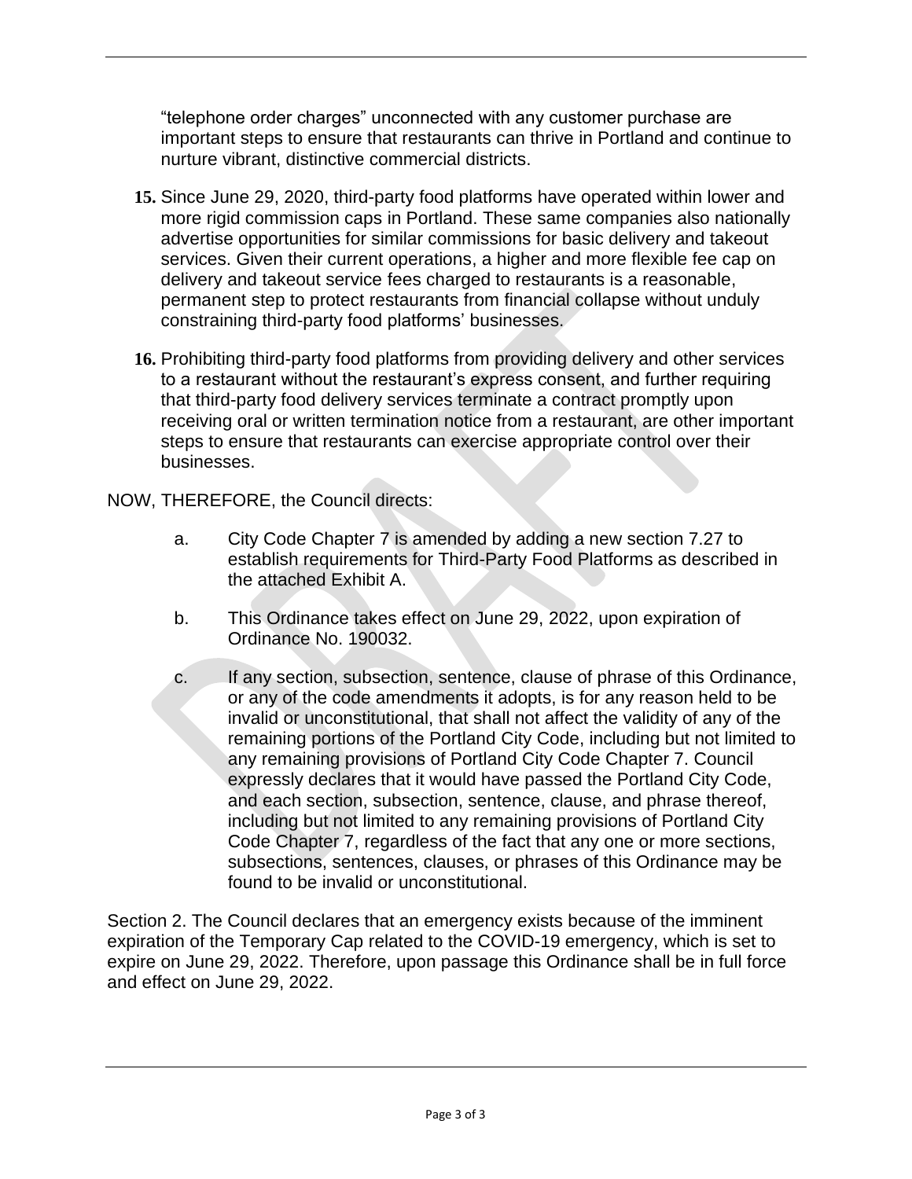"telephone order charges" unconnected with any customer purchase are important steps to ensure that restaurants can thrive in Portland and continue to nurture vibrant, distinctive commercial districts.

**15.** Since June 29, 2020, third-party food platforms have operated within lower and more rigid commission caps in Portland. These same companies also nationally advertise opportunities for similar commissions for basic delivery and takeout services. Given their current operations, a higher and more flexible fee cap on delivery and takeout service fees charged to restaurants is a reasonable, permanent step to protect restaurants from financial collapse without unduly constraining third-party food platforms' businesses.

**16.** Prohibiting third-party food platforms from providing delivery and other services to a restaurant without the restaurant's express consent, and further requiring that third-party food delivery services terminate a contract promptly upon receiving oral or written termination notice from a restaurant, are other important steps to ensure that restaurants can exercise appropriate control over their businesses.

NOW, THEREFORE, the Council directs:

a. City Code Chapter 7 is amended by adding a new section 7.27 to establish requirements for Third-Party Food Platforms as described in the attached Exhibit A.

b. This Ordinance takes effect on June 29, 2022, upon expiration of Ordinance No. 190032.

c. If any section, subsection, sentence, clause of phrase of this Ordinance, or any of the code amendments it adopts, is for any reason held to be invalid or unconstitutional, that shall not affect the validity of any of the remaining portions of the Portland City Code, including but not limited to any remaining provisions of Portland City Code Chapter 7. Council expressly declares that it would have passed the Portland City Code, and each section, subsection, sentence, clause, and phrase thereof, including but not limited to any remaining provisions of Portland City Code Chapter 7, regardless of the fact that any one or more sections, subsections, sentences, clauses, or phrases of this Ordinance may be found to be invalid or unconstitutional.

Section 2. The Council declares that an emergency exists because of the imminent expiration of the Temporary Cap related to the COVID-19 emergency, which is set to expire on June 29, 2022. Therefore, upon passage this Ordinance shall be in full force and effect on June 29, 2022.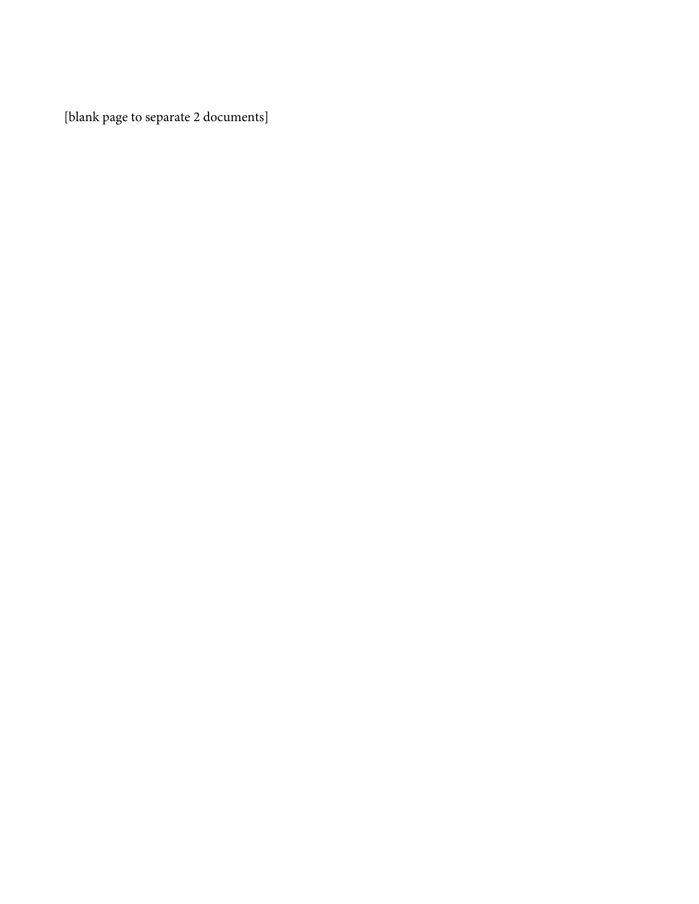[blank page to separate 2 documents]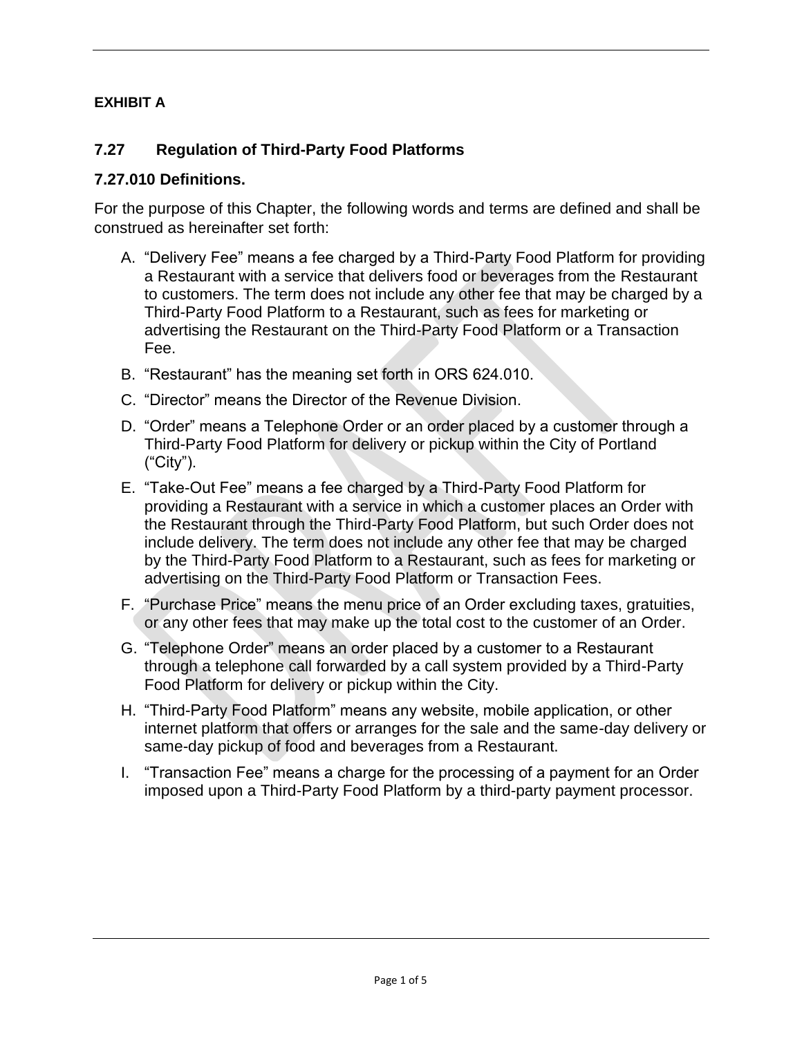**EXHIBIT A**

## 7.27 Regulation of Third-Party Food Platforms

### 7.27.010 Definitions.

For the purpose of this Chapter, the following words and terms are defined and shall be construed as hereinafter set forth:

A. "Delivery Fee" means a fee charged by a Third-Party Food Platform for providing a Restaurant with a service that delivers food or beverages from the Restaurant to customers. The term does not include any other fee that may be charged by a Third-Party Food Platform to a Restaurant, such as fees for marketing or advertising the Restaurant on the Third-Party Food Platform or a Transaction Fee.

B. "Restaurant" has the meaning set forth in ORS 624.010.

C. "Director" means the Director of the Revenue Division.

D. "Order" means a Telephone Order or an order placed by a customer through a Third-Party Food Platform for delivery or pickup within the City of Portland ("City").

E. "Take-Out Fee" means a fee charged by a Third-Party Food Platform for providing a Restaurant with a service in which a customer places an Order with the Restaurant through the Third-Party Food Platform, but such Order does not include delivery. The term does not include any other fee that may be charged by the Third-Party Food Platform to a Restaurant, such as fees for marketing or advertising on the Third-Party Food Platform or Transaction Fees.

F. "Purchase Price" means the menu price of an Order excluding taxes, gratuities, or any other fees that may make up the total cost to the customer of an Order.

G. "Telephone Order" means an order placed by a customer to a Restaurant through a telephone call forwarded by a call system provided by a Third-Party Food Platform for delivery or pickup within the City.

H. "Third-Party Food Platform" means any website, mobile application, or other internet platform that offers or arranges for the sale and the same-day delivery or same-day pickup of food and beverages from a Restaurant.

I. "Transaction Fee" means a charge for the processing of a payment for an Order imposed upon a Third-Party Food Platform by a third-party payment processor.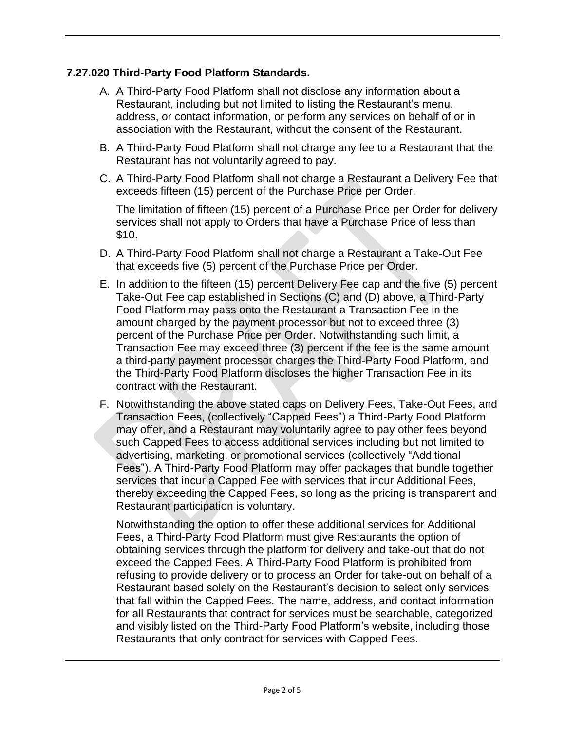### 7.27.020 Third-Party Food Platform Standards.

A. A Third-Party Food Platform shall not disclose any information about a Restaurant, including but not limited to listing the Restaurant's menu, address, or contact information, or perform any services on behalf of or in association with the Restaurant, without the consent of the Restaurant.

B. A Third-Party Food Platform shall not charge any fee to a Restaurant that the Restaurant has not voluntarily agreed to pay.

C. A Third-Party Food Platform shall not charge a Restaurant a Delivery Fee that exceeds fifteen (15) percent of the Purchase Price per Order.

   The limitation of fifteen (15) percent of a Purchase Price per Order for delivery services shall not apply to Orders that have a Purchase Price of less than $10.

D. A Third-Party Food Platform shall not charge a Restaurant a Take-Out Fee that exceeds five (5) percent of the Purchase Price per Order.

E. In addition to the fifteen (15) percent Delivery Fee cap and the five (5) percent Take-Out Fee cap established in Sections (C) and (D) above, a Third-Party Food Platform may pass onto the Restaurant a Transaction Fee in the amount charged by the payment processor but not to exceed three (3) percent of the Purchase Price per Order. Notwithstanding such limit, a Transaction Fee may exceed three (3) percent if the fee is the same amount a third-party payment processor charges the Third-Party Food Platform, and the Third-Party Food Platform discloses the higher Transaction Fee in its contract with the Restaurant.

F. Notwithstanding the above stated caps on Delivery Fees, Take-Out Fees, and Transaction Fees, (collectively "Capped Fees") a Third-Party Food Platform may offer, and a Restaurant may voluntarily agree to pay other fees beyond such Capped Fees to access additional services including but not limited to advertising, marketing, or promotional services (collectively "Additional Fees"). A Third-Party Food Platform may offer packages that bundle together services that incur a Capped Fee with services that incur Additional Fees, thereby exceeding the Capped Fees, so long as the pricing is transparent and Restaurant participation is voluntary.

   Notwithstanding the option to offer these additional services for Additional Fees, a Third-Party Food Platform must give Restaurants the option of obtaining services through the platform for delivery and take-out that do not exceed the Capped Fees. A Third-Party Food Platform is prohibited from refusing to provide delivery or to process an Order for take-out on behalf of a Restaurant based solely on the Restaurant's decision to select only services that fall within the Capped Fees. The name, address, and contact information for all Restaurants that contract for services must be searchable, categorized and visibly listed on the Third-Party Food Platform's website, including those Restaurants that only contract for services with Capped Fees.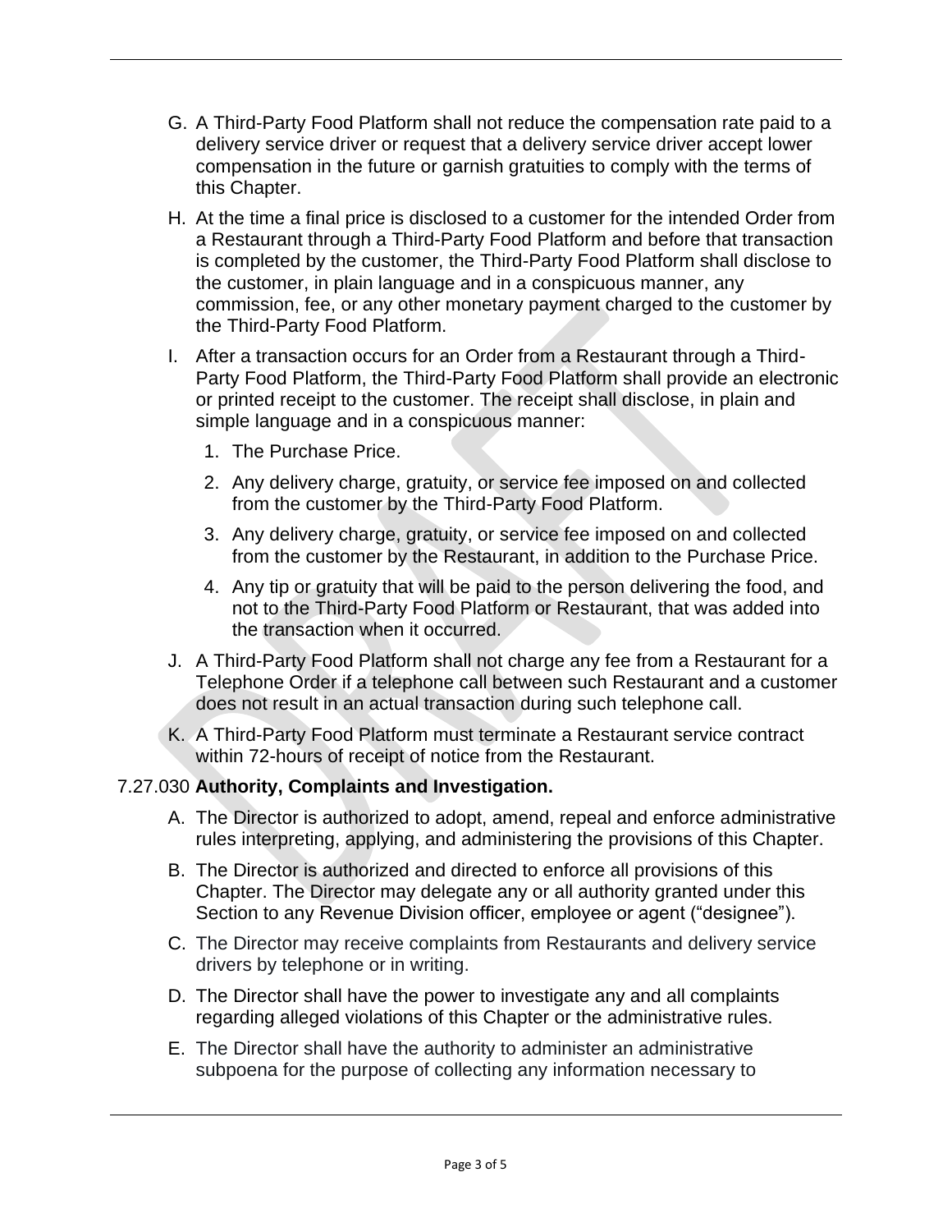G. A Third-Party Food Platform shall not reduce the compensation rate paid to a delivery service driver or request that a delivery service driver accept lower compensation in the future or garnish gratuities to comply with the terms of this Chapter.

H. At the time a final price is disclosed to a customer for the intended Order from a Restaurant through a Third-Party Food Platform and before that transaction is completed by the customer, the Third-Party Food Platform shall disclose to the customer, in plain language and in a conspicuous manner, any commission, fee, or any other monetary payment charged to the customer by the Third-Party Food Platform.

I. After a transaction occurs for an Order from a Restaurant through a Third-Party Food Platform, the Third-Party Food Platform shall provide an electronic or printed receipt to the customer. The receipt shall disclose, in plain and simple language and in a conspicuous manner:

   1. The Purchase Price.
   2. Any delivery charge, gratuity, or service fee imposed on and collected from the customer by the Third-Party Food Platform.
   3. Any delivery charge, gratuity, or service fee imposed on and collected from the customer by the Restaurant, in addition to the Purchase Price.
   4. Any tip or gratuity that will be paid to the person delivering the food, and not to the Third-Party Food Platform or Restaurant, that was added into the transaction when it occurred.

J. A Third-Party Food Platform shall not charge any fee from a Restaurant for a Telephone Order if a telephone call between such Restaurant and a customer does not result in an actual transaction during such telephone call.

K. A Third-Party Food Platform must terminate a Restaurant service contract within 72-hours of receipt of notice from the Restaurant.

7.27.030 **Authority, Complaints and Investigation.**

A. The Director is authorized to adopt, amend, repeal and enforce administrative rules interpreting, applying, and administering the provisions of this Chapter.

B. The Director is authorized and directed to enforce all provisions of this Chapter. The Director may delegate any or all authority granted under this Section to any Revenue Division officer, employee or agent ("designee").

C. The Director may receive complaints from Restaurants and delivery service drivers by telephone or in writing.

D. The Director shall have the power to investigate any and all complaints regarding alleged violations of this Chapter or the administrative rules.

E. The Director shall have the authority to administer an administrative subpoena for the purpose of collecting any information necessary to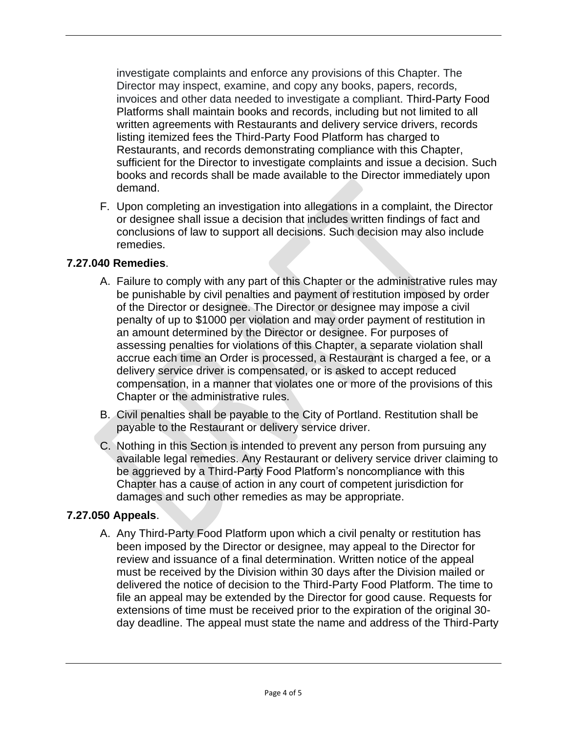investigate complaints and enforce any provisions of this Chapter. The Director may inspect, examine, and copy any books, papers, records, invoices and other data needed to investigate a compliant. Third-Party Food Platforms shall maintain books and records, including but not limited to all written agreements with Restaurants and delivery service drivers, records listing itemized fees the Third-Party Food Platform has charged to Restaurants, and records demonstrating compliance with this Chapter, sufficient for the Director to investigate complaints and issue a decision. Such books and records shall be made available to the Director immediately upon demand.

F. Upon completing an investigation into allegations in a complaint, the Director or designee shall issue a decision that includes written findings of fact and conclusions of law to support all decisions. Such decision may also include remedies.

**7.27.040 Remedies**.

A. Failure to comply with any part of this Chapter or the administrative rules may be punishable by civil penalties and payment of restitution imposed by order of the Director or designee. The Director or designee may impose a civil penalty of up to $1000 per violation and may order payment of restitution in an amount determined by the Director or designee. For purposes of assessing penalties for violations of this Chapter, a separate violation shall accrue each time an Order is processed, a Restaurant is charged a fee, or a delivery service driver is compensated, or is asked to accept reduced compensation, in a manner that violates one or more of the provisions of this Chapter or the administrative rules.

B. Civil penalties shall be payable to the City of Portland. Restitution shall be payable to the Restaurant or delivery service driver.

C. Nothing in this Section is intended to prevent any person from pursuing any available legal remedies. Any Restaurant or delivery service driver claiming to be aggrieved by a Third-Party Food Platform's noncompliance with this Chapter has a cause of action in any court of competent jurisdiction for damages and such other remedies as may be appropriate.

**7.27.050 Appeals**.

A. Any Third-Party Food Platform upon which a civil penalty or restitution has been imposed by the Director or designee, may appeal to the Director for review and issuance of a final determination. Written notice of the appeal must be received by the Division within 30 days after the Division mailed or delivered the notice of decision to the Third-Party Food Platform. The time to file an appeal may be extended by the Director for good cause. Requests for extensions of time must be received prior to the expiration of the original 30-day deadline. The appeal must state the name and address of the Third-Party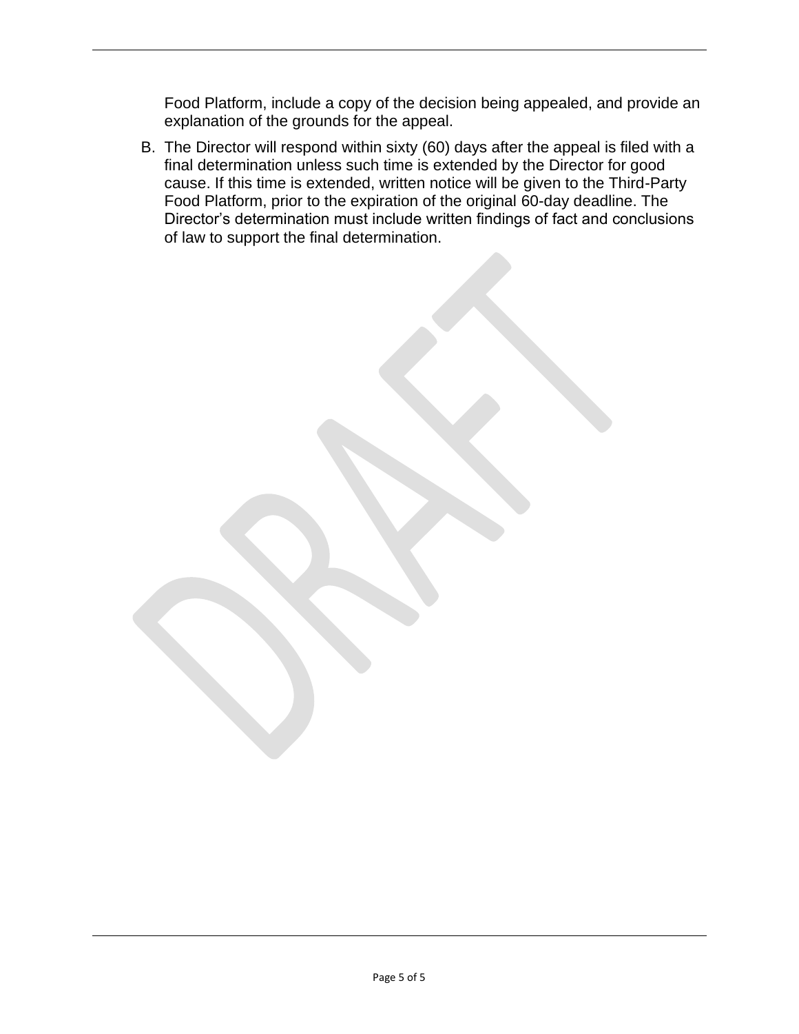Food Platform, include a copy of the decision being appealed, and provide an explanation of the grounds for the appeal.

B. The Director will respond within sixty (60) days after the appeal is filed with a final determination unless such time is extended by the Director for good cause. If this time is extended, written notice will be given to the Third-Party Food Platform, prior to the expiration of the original 60-day deadline. The Director's determination must include written findings of fact and conclusions of law to support the final determination.